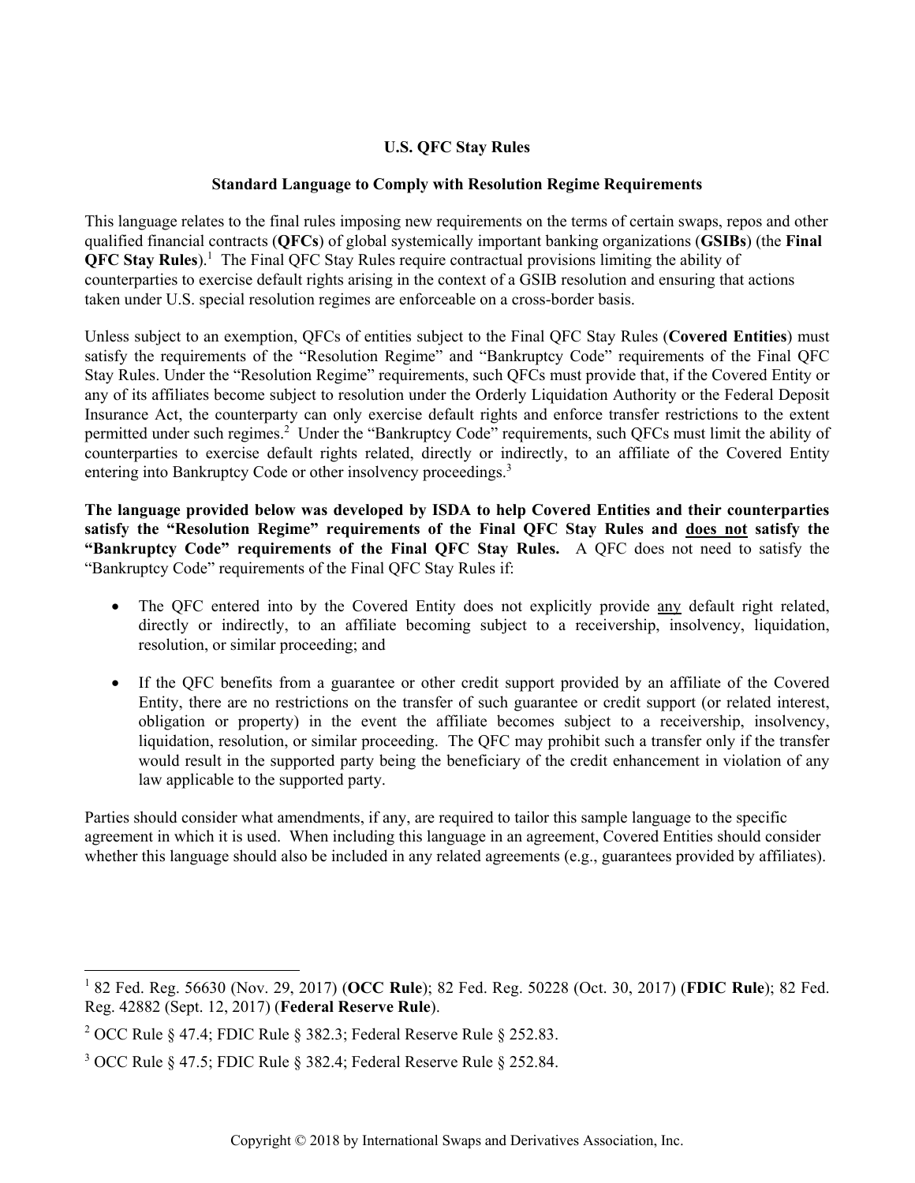# U.S. QFC Stay Rules

## Standard Language to Comply with Resolution Regime Requirements

This language relates to the final rules imposing new requirements on the terms of certain swaps, repos and other qualified financial contracts (**QFCs**) of global systemically important banking organizations (**GSIBs**) (the **Final QFC Stay Rules**).[1] The Final QFC Stay Rules require contractual provisions limiting the ability of counterparties to exercise default rights arising in the context of a GSIB resolution and ensuring that actions taken under U.S. special resolution regimes are enforceable on a cross-border basis.

Unless subject to an exemption, QFCs of entities subject to the Final QFC Stay Rules (**Covered Entities**) must satisfy the requirements of the "Resolution Regime" and "Bankruptcy Code" requirements of the Final QFC Stay Rules. Under the "Resolution Regime" requirements, such QFCs must provide that, if the Covered Entity or any of its affiliates become subject to resolution under the Orderly Liquidation Authority or the Federal Deposit Insurance Act, the counterparty can only exercise default rights and enforce transfer restrictions to the extent permitted under such regimes.[2] Under the "Bankruptcy Code" requirements, such QFCs must limit the ability of counterparties to exercise default rights related, directly or indirectly, to an affiliate of the Covered Entity entering into Bankruptcy Code or other insolvency proceedings.[3]

**The language provided below was developed by ISDA to help Covered Entities and their counterparties satisfy the "Resolution Regime" requirements of the Final QFC Stay Rules and <u>does not</u> satisfy the "Bankruptcy Code" requirements of the Final QFC Stay Rules.** A QFC does not need to satisfy the "Bankruptcy Code" requirements of the Final QFC Stay Rules if:

- The QFC entered into by the Covered Entity does not explicitly provide <u>any</u> default right related, directly or indirectly, to an affiliate becoming subject to a receivership, insolvency, liquidation, resolution, or similar proceeding; and
- If the QFC benefits from a guarantee or other credit support provided by an affiliate of the Covered Entity, there are no restrictions on the transfer of such guarantee or credit support (or related interest, obligation or property) in the event the affiliate becomes subject to a receivership, insolvency, liquidation, resolution, or similar proceeding. The QFC may prohibit such a transfer only if the transfer would result in the supported party being the beneficiary of the credit enhancement in violation of any law applicable to the supported party.

Parties should consider what amendments, if any, are required to tailor this sample language to the specific agreement in which it is used. When including this language in an agreement, Covered Entities should consider whether this language should also be included in any related agreements (e.g., guarantees provided by affiliates).

---

[1] 82 Fed. Reg. 56630 (Nov. 29, 2017) (**OCC Rule**); 82 Fed. Reg. 50228 (Oct. 30, 2017) (**FDIC Rule**); 82 Fed. Reg. 42882 (Sept. 12, 2017) (**Federal Reserve Rule**).

[2] OCC Rule § 47.4; FDIC Rule § 382.3; Federal Reserve Rule § 252.83.

[3] OCC Rule § 47.5; FDIC Rule § 382.4; Federal Reserve Rule § 252.84.

Copyright © 2018 by International Swaps and Derivatives Association, Inc.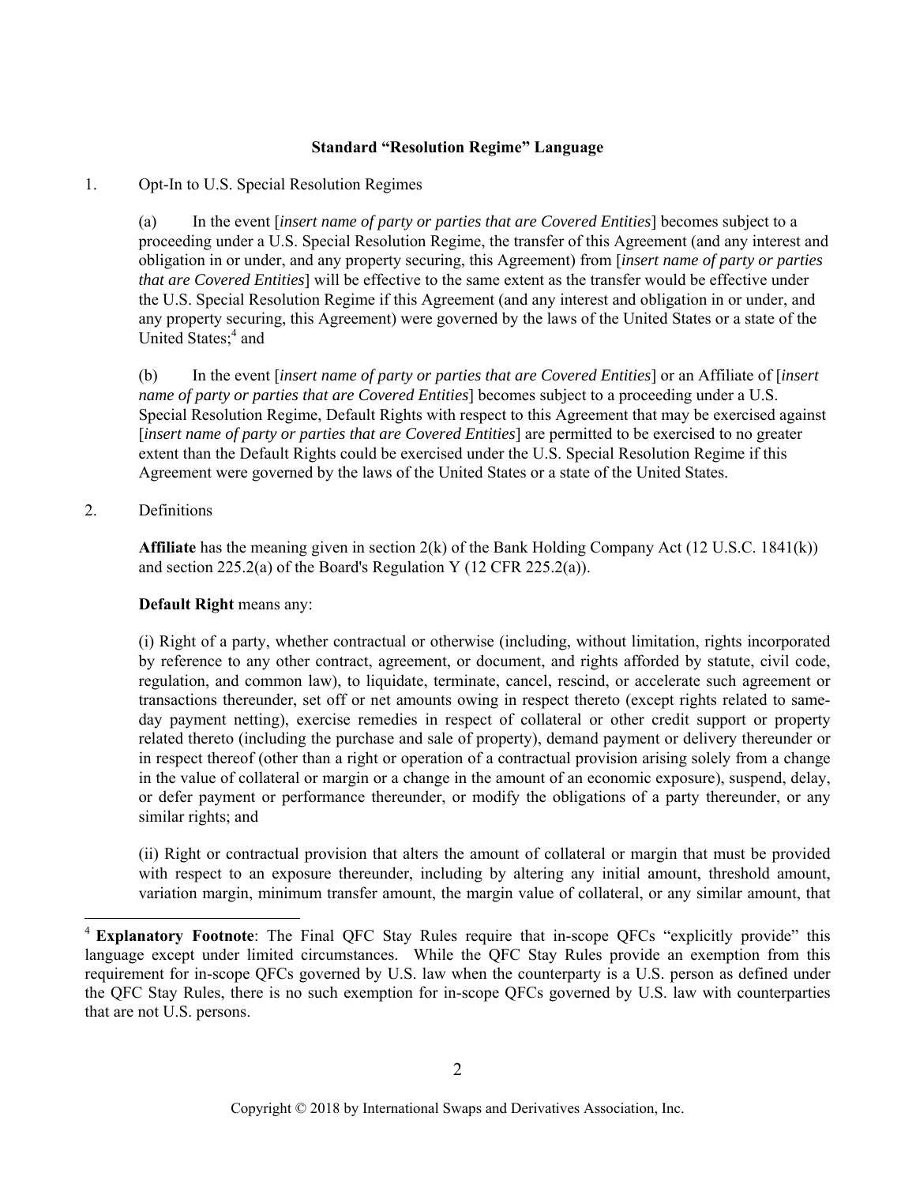**Standard "Resolution Regime" Language**

1. Opt-In to U.S. Special Resolution Regimes

(a) In the event [*insert name of party or parties that are Covered Entities*] becomes subject to a proceeding under a U.S. Special Resolution Regime, the transfer of this Agreement (and any interest and obligation in or under, and any property securing, this Agreement) from [*insert name of party or parties that are Covered Entities*] will be effective to the same extent as the transfer would be effective under the U.S. Special Resolution Regime if this Agreement (and any interest and obligation in or under, and any property securing, this Agreement) were governed by the laws of the United States or a state of the United States;[4] and

(b) In the event [*insert name of party or parties that are Covered Entities*] or an Affiliate of [*insert name of party or parties that are Covered Entities*] becomes subject to a proceeding under a U.S. Special Resolution Regime, Default Rights with respect to this Agreement that may be exercised against [*insert name of party or parties that are Covered Entities*] are permitted to be exercised to no greater extent than the Default Rights could be exercised under the U.S. Special Resolution Regime if this Agreement were governed by the laws of the United States or a state of the United States.

2. Definitions

**Affiliate** has the meaning given in section 2(k) of the Bank Holding Company Act (12 U.S.C. 1841(k)) and section 225.2(a) of the Board's Regulation Y (12 CFR 225.2(a)).

**Default Right** means any:

(i) Right of a party, whether contractual or otherwise (including, without limitation, rights incorporated by reference to any other contract, agreement, or document, and rights afforded by statute, civil code, regulation, and common law), to liquidate, terminate, cancel, rescind, or accelerate such agreement or transactions thereunder, set off or net amounts owing in respect thereto (except rights related to same-day payment netting), exercise remedies in respect of collateral or other credit support or property related thereto (including the purchase and sale of property), demand payment or delivery thereunder or in respect thereof (other than a right or operation of a contractual provision arising solely from a change in the value of collateral or margin or a change in the amount of an economic exposure), suspend, delay, or defer payment or performance thereunder, or modify the obligations of a party thereunder, or any similar rights; and

(ii) Right or contractual provision that alters the amount of collateral or margin that must be provided with respect to an exposure thereunder, including by altering any initial amount, threshold amount, variation margin, minimum transfer amount, the margin value of collateral, or any similar amount, that

[4] **Explanatory Footnote**: The Final QFC Stay Rules require that in-scope QFCs "explicitly provide" this language except under limited circumstances. While the QFC Stay Rules provide an exemption from this requirement for in-scope QFCs governed by U.S. law when the counterparty is a U.S. person as defined under the QFC Stay Rules, there is no such exemption for in-scope QFCs governed by U.S. law with counterparties that are not U.S. persons.

Copyright © 2018 by International Swaps and Derivatives Association, Inc.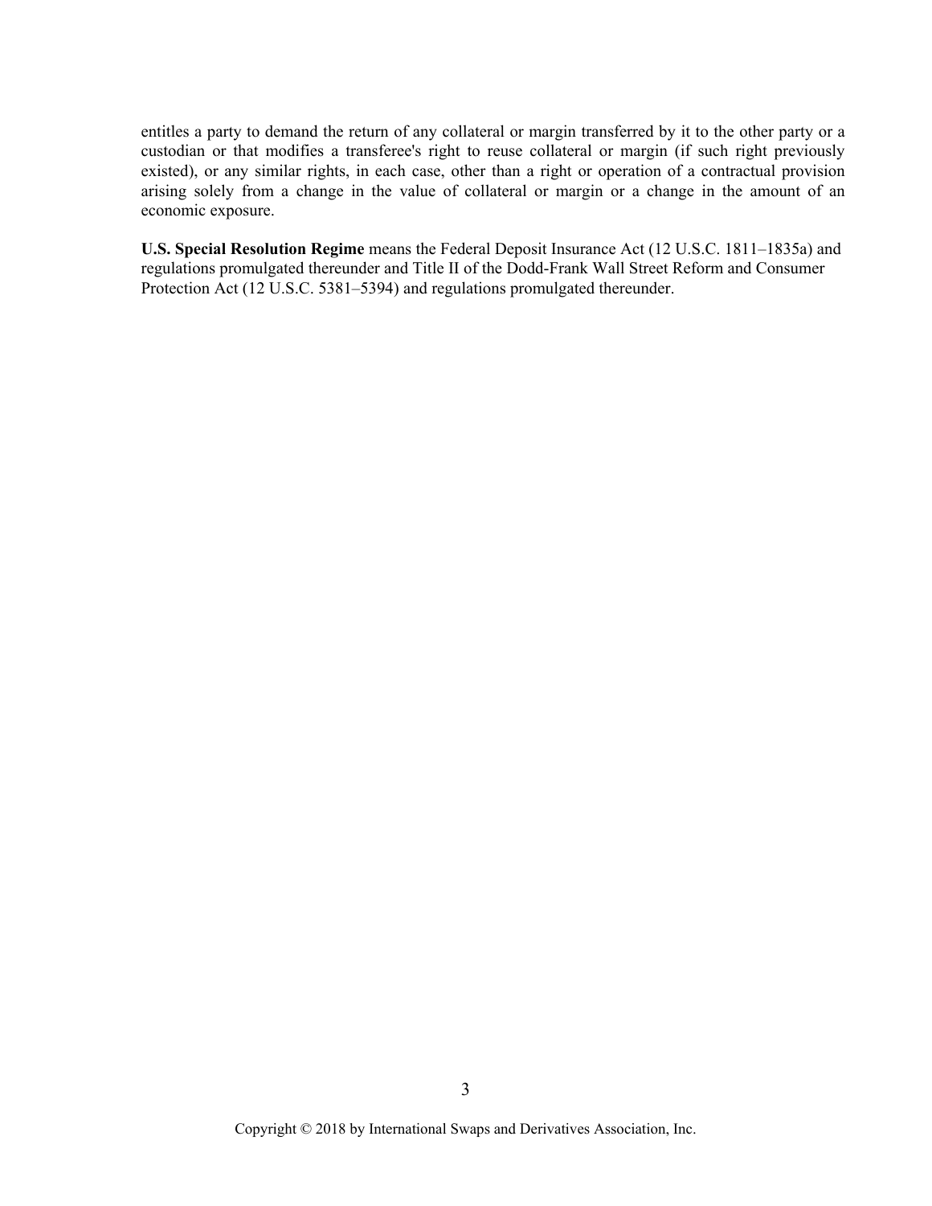entitles a party to demand the return of any collateral or margin transferred by it to the other party or a custodian or that modifies a transferee's right to reuse collateral or margin (if such right previously existed), or any similar rights, in each case, other than a right or operation of a contractual provision arising solely from a change in the value of collateral or margin or a change in the amount of an economic exposure.

**U.S. Special Resolution Regime** means the Federal Deposit Insurance Act (12 U.S.C. 1811–1835a) and regulations promulgated thereunder and Title II of the Dodd-Frank Wall Street Reform and Consumer Protection Act (12 U.S.C. 5381–5394) and regulations promulgated thereunder.